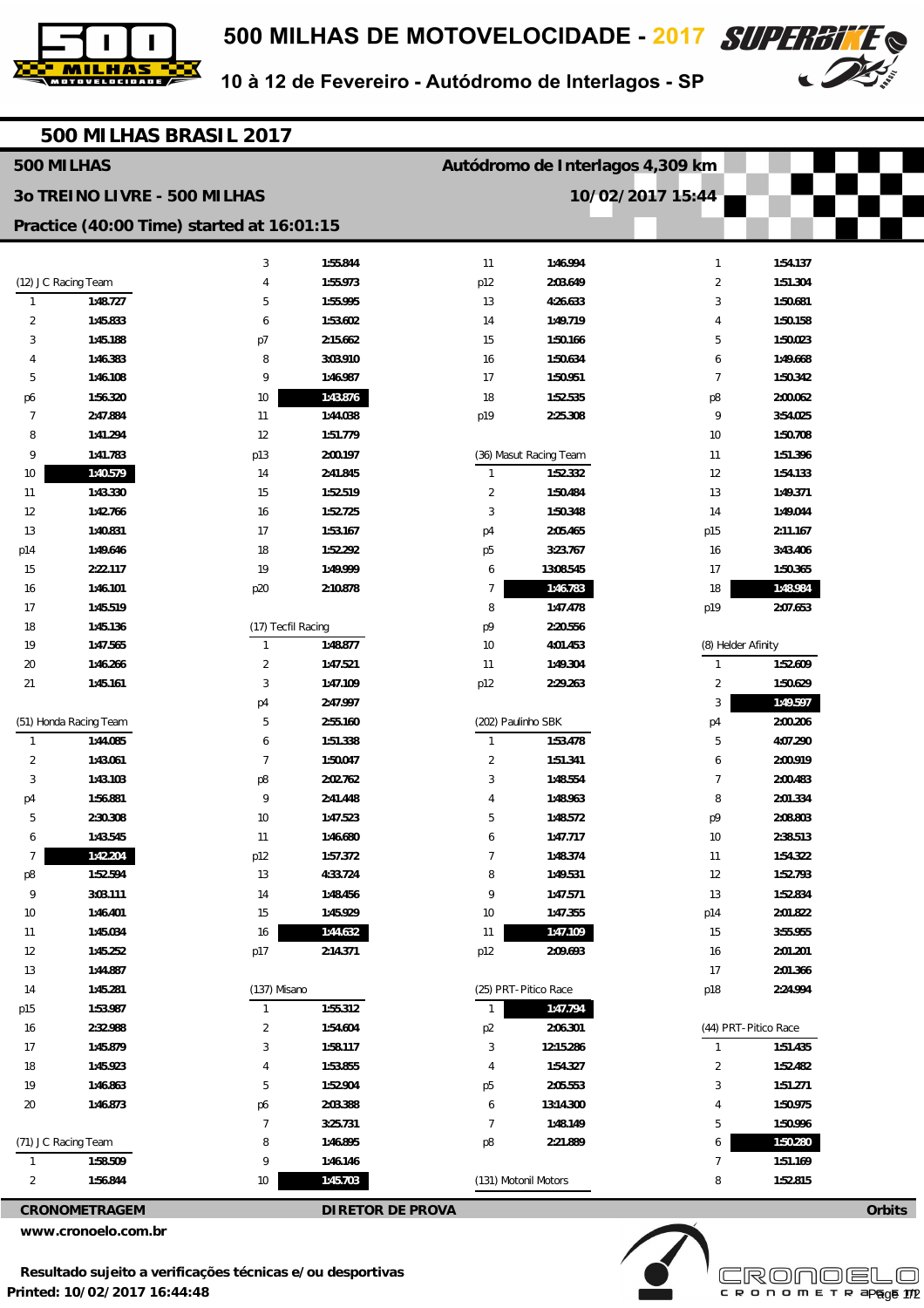# 500 MILHAS DE MOTOVELOCIDADE - 2017

**10 à 12 de Fevereiro - Autódromo de Interlagos - SP**

## 500 MILHAS BRASIL 2017

**500 MILHAS** — **Autódromo de Interlagos 4,309 km**

**3o TREINO LIVRE - 500 MILHAS** — **10/02/2017 15:44**

**Practice (40:00 Time) started at 16:01:15**

### (12) J C Racing Team

| Lap | Time |
|---|---|
| 1 | 1:48.727 |
| 2 | 1:45.833 |
| 3 | 1:45.188 |
| 4 | 1:46.383 |
| 5 | 1:46.108 |
| p6 | 1:56.320 |
| 7 | 2:47.884 |
| 8 | 1:41.294 |
| 9 | 1:41.783 |
| 10 | **1:40.579** |
| 11 | 1:43.330 |
| 12 | 1:42.766 |
| 13 | 1:40.831 |
| p14 | 1:49.646 |
| 15 | 2:22.117 |
| 16 | 1:46.101 |
| 17 | 1:45.519 |
| 18 | 1:45.136 |
| 19 | 1:47.565 |
| 20 | 1:46.266 |
| 21 | 1:45.161 |

### (51) Honda Racing Team

| Lap | Time |
|---|---|
| 1 | 1:44.085 |
| 2 | 1:43.061 |
| 3 | 1:43.103 |
| p4 | 1:56.881 |
| 5 | 2:30.308 |
| 6 | 1:43.545 |
| 7 | **1:42.204** |
| p8 | 1:52.594 |
| 9 | 3:03.111 |
| 10 | 1:46.401 |
| 11 | 1:45.034 |
| 12 | 1:45.252 |
| 13 | 1:44.887 |
| 14 | 1:45.281 |
| p15 | 1:53.987 |
| 16 | 2:32.988 |
| 17 | 1:45.879 |
| 18 | 1:45.923 |
| 19 | 1:46.863 |
| 20 | 1:46.873 |

### (71) J C Racing Team

| Lap | Time |
|---|---|
| 1 | 1:58.509 |
| 2 | 1:56.844 |
| 3 | 1:55.844 |
| 4 | 1:55.973 |
| 5 | 1:55.995 |
| 6 | 1:53.602 |
| p7 | 2:15.662 |
| 8 | 3:03.910 |
| 9 | 1:46.987 |
| 10 | **1:43.876** |
| 11 | 1:44.038 |
| 12 | 1:51.779 |
| p13 | 2:00.197 |
| 14 | 2:41.845 |
| 15 | 1:52.519 |
| 16 | 1:52.725 |
| 17 | 1:53.167 |
| 18 | 1:52.292 |
| 19 | 1:49.999 |
| p20 | 2:10.878 |

### (17) Tecfil Racing

| Lap | Time |
|---|---|
| 1 | 1:48.877 |
| 2 | 1:47.521 |
| 3 | 1:47.109 |
| p4 | 2:47.997 |
| 5 | 2:55.160 |
| 6 | 1:51.338 |
| 7 | 1:50.047 |
| p8 | 2:02.762 |
| 9 | 2:41.448 |
| 10 | 1:47.523 |
| 11 | 1:46.680 |
| p12 | 1:57.372 |
| 13 | 4:33.724 |
| 14 | 1:48.456 |
| 15 | 1:45.929 |
| 16 | **1:44.632** |
| p17 | 2:14.371 |

### (137) Misano

| Lap | Time |
|---|---|
| 1 | 1:55.312 |
| 2 | 1:54.604 |
| 3 | 1:58.117 |
| 4 | 1:53.855 |
| 5 | 1:52.904 |
| p6 | 2:03.388 |
| 7 | 3:25.731 |
| 8 | 1:46.895 |
| 9 | 1:46.146 |
| 10 | **1:45.703** |
| 11 | 1:46.994 |
| p12 | 2:03.649 |
| 13 | 4:26.633 |
| 14 | 1:49.719 |
| 15 | 1:50.166 |
| 16 | 1:50.634 |
| 17 | 1:50.951 |
| 18 | 1:52.535 |
| p19 | 2:25.308 |

### (36) Masut Racing Team

| Lap | Time |
|---|---|
| 1 | 1:52.332 |
| 2 | 1:50.484 |
| 3 | 1:50.348 |
| p4 | 2:05.465 |
| p5 | 3:23.767 |
| 6 | 13:08.545 |
| 7 | **1:46.783** |
| 8 | 1:47.478 |
| p9 | 2:20.556 |
| 10 | 4:01.453 |
| 11 | 1:49.304 |
| p12 | 2:29.263 |

### (202) Paulinho SBK

| Lap | Time |
|---|---|
| 1 | 1:53.478 |
| 2 | 1:51.341 |
| 3 | 1:48.554 |
| 4 | 1:48.963 |
| 5 | 1:48.572 |
| 6 | 1:47.717 |
| 7 | 1:48.374 |
| 8 | 1:49.531 |
| 9 | 1:47.571 |
| 10 | 1:47.355 |
| 11 | **1:47.109** |
| p12 | 2:09.693 |

### (25) PRT-Pitico Race

| Lap | Time |
|---|---|
| 1 | **1:47.794** |
| p2 | 2:06.301 |
| 3 | 12:15.286 |
| 4 | 1:54.327 |
| p5 | 2:05.553 |
| 6 | 13:14.300 |
| 7 | 1:48.149 |
| p8 | 2:21.889 |

### (131) Motonil Motors

| Lap | Time |
|---|---|
| 1 | 1:54.137 |
| 2 | 1:51.304 |
| 3 | 1:50.681 |
| 4 | 1:50.158 |
| 5 | 1:50.023 |
| 6 | 1:49.668 |
| 7 | 1:50.342 |
| p8 | 2:00.062 |
| 9 | 3:54.025 |
| 10 | 1:50.708 |
| 11 | 1:51.396 |
| 12 | 1:54.133 |
| 13 | 1:49.371 |
| 14 | 1:49.044 |
| p15 | 2:11.167 |
| 16 | 3:43.406 |
| 17 | 1:50.365 |
| 18 | **1:48.984** |
| p19 | 2:07.653 |

### (8) Helder Afinity

| Lap | Time |
|---|---|
| 1 | 1:52.609 |
| 2 | 1:50.629 |
| 3 | **1:49.597** |
| p4 | 2:00.206 |
| 5 | 4:07.290 |
| 6 | 2:00.919 |
| 7 | 2:00.483 |
| 8 | 2:01.334 |
| p9 | 2:08.803 |
| 10 | 2:38.513 |
| 11 | 1:54.322 |
| 12 | 1:52.793 |
| 13 | 1:52.834 |
| p14 | 2:01.822 |
| 15 | 3:55.955 |
| 16 | 2:01.201 |
| 17 | 2:01.366 |
| p18 | 2:24.994 |

### (44) PRT-Pitico Race

| Lap | Time |
|---|---|
| 1 | 1:51.435 |
| 2 | 1:52.482 |
| 3 | 1:51.271 |
| 4 | 1:50.975 |
| 5 | 1:50.996 |
| 6 | **1:50.280** |
| 7 | 1:51.169 |
| 8 | 1:52.815 |

**CRONOMETRAGEM** — **DIRETOR DE PROVA** — **Orbits**

www.cronoelo.com.br

**Resultado sujeito a verificações técnicas e/ou desportivas**

**Printed: 10/02/2017 16:44:48**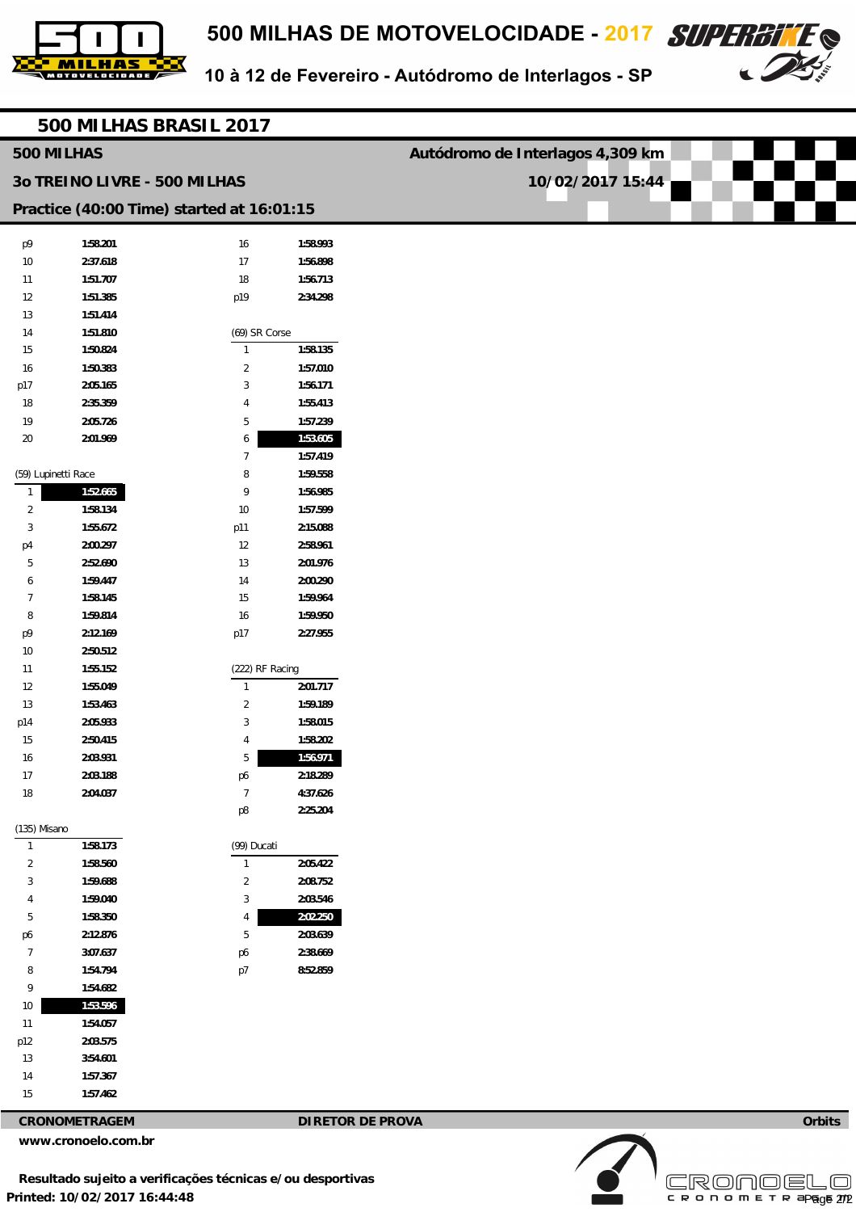# 500 MILHAS DE MOTOVELOCIDADE - 2017

10 à 12 de Fevereiro - Autódromo de Interlagos - SP

## 500 MILHAS BRASIL 2017

**500 MILHAS** — Autódromo de Interlagos 4,309 km

**3o TREINO LIVRE - 500 MILHAS** — 10/02/2017 15:44

**Practice (40:00 Time) started at 16:01:15**

| | |
|---|---|
| p9 | 1:58.201 |
| 10 | 2:37.618 |
| 11 | 1:51.707 |
| 12 | 1:51.385 |
| 13 | 1:51.414 |
| 14 | 1:51.810 |
| 15 | 1:50.824 |
| 16 | 1:50.383 |
| p17 | 2:05.165 |
| 18 | 2:35.359 |
| 19 | 2:05.726 |
| 20 | 2:01.969 |

(59) Lupinetti Race

| | |
|---|---|
| 1 | **1:52.665** |
| 2 | 1:58.134 |
| 3 | 1:55.672 |
| p4 | 2:00.297 |
| 5 | 2:52.690 |
| 6 | 1:59.447 |
| 7 | 1:58.145 |
| 8 | 1:59.814 |
| p9 | 2:12.169 |
| 10 | 2:50.512 |
| 11 | 1:55.152 |
| 12 | 1:55.049 |
| 13 | 1:53.463 |
| p14 | 2:05.933 |
| 15 | 2:50.415 |
| 16 | 2:03.931 |
| 17 | 2:03.188 |
| 18 | 2:04.037 |

(135) Misano

| | |
|---|---|
| 1 | 1:58.173 |
| 2 | 1:58.560 |
| 3 | 1:59.688 |
| 4 | 1:59.040 |
| 5 | 1:58.350 |
| p6 | 2:12.876 |
| 7 | 3:07.637 |
| 8 | 1:54.794 |
| 9 | 1:54.682 |
| 10 | **1:53.596** |
| 11 | 1:54.057 |
| p12 | 2:03.575 |
| 13 | 3:54.601 |
| 14 | 1:57.367 |
| 15 | 1:57.462 |

| | |
|---|---|
| 16 | 1:58.993 |
| 17 | 1:56.898 |
| 18 | 1:56.713 |
| p19 | 2:34.298 |

(69) SR Corse

| | |
|---|---|
| 1 | 1:58.135 |
| 2 | 1:57.010 |
| 3 | 1:56.171 |
| 4 | 1:55.413 |
| 5 | 1:57.239 |
| 6 | **1:53.605** |
| 7 | 1:57.419 |
| 8 | 1:59.558 |
| 9 | 1:56.985 |
| 10 | 1:57.599 |
| p11 | 2:15.088 |
| 12 | 2:58.961 |
| 13 | 2:01.976 |
| 14 | 2:00.290 |
| 15 | 1:59.964 |
| 16 | 1:59.950 |
| p17 | 2:27.955 |

(222) RF Racing

| | |
|---|---|
| 1 | 2:01.717 |
| 2 | 1:59.189 |
| 3 | 1:58.015 |
| 4 | 1:58.202 |
| 5 | **1:56.971** |
| p6 | 2:18.289 |
| 7 | 4:37.626 |
| p8 | 2:25.204 |

(99) Ducati

| | |
|---|---|
| 1 | 2:05.422 |
| 2 | 2:08.752 |
| 3 | 2:03.546 |
| 4 | **2:02.250** |
| 5 | 2:03.639 |
| p6 | 2:38.669 |
| p7 | 8:52.859 |

**CRONOMETRAGEM** | **DIRETOR DE PROVA** | **Orbits**

www.cronoelo.com.br

**Resultado sujeito a verificações técnicas e/ou desportivas**

**Printed: 10/02/2017 16:44:48**